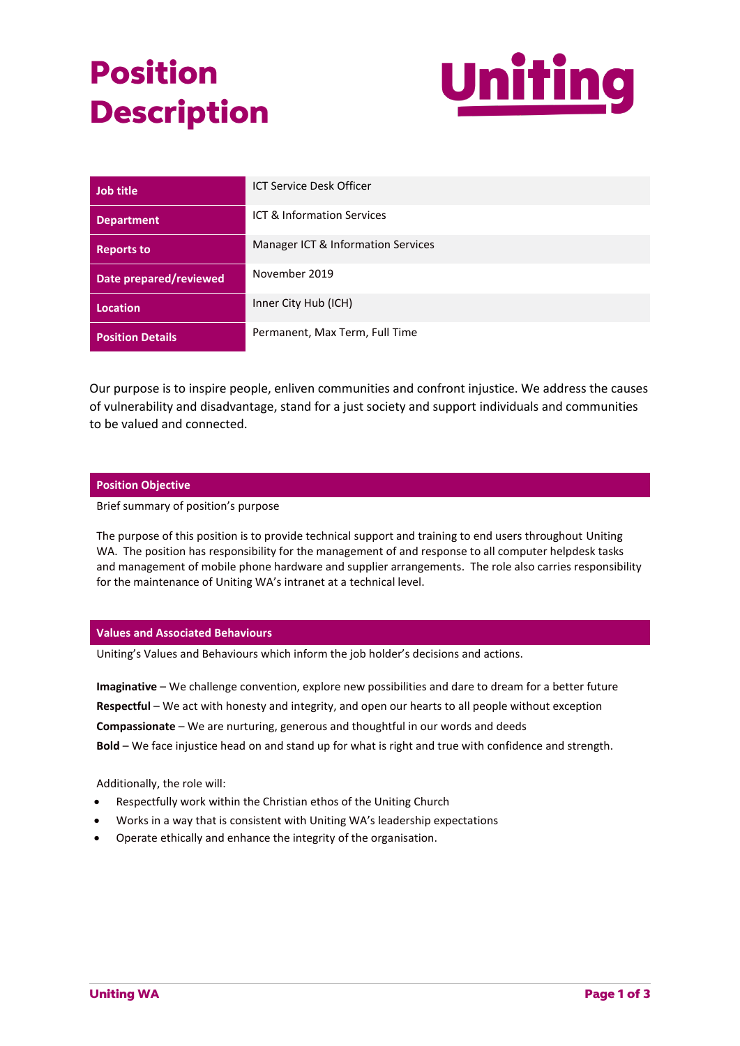# Position Description

Uniting

| Job title | ICT Service Desk Officer |
|---|---|
| Department | ICT & Information Services |
| Reports to | Manager ICT & Information Services |
| Date prepared/reviewed | November 2019 |
| Location | Inner City Hub (ICH) |
| Position Details | Permanent, Max Term, Full Time |

Our purpose is to inspire people, enliven communities and confront injustice. We address the causes of vulnerability and disadvantage, stand for a just society and support individuals and communities to be valued and connected.

## Position Objective

Brief summary of position's purpose

The purpose of this position is to provide technical support and training to end users throughout Uniting WA. The position has responsibility for the management of and response to all computer helpdesk tasks and management of mobile phone hardware and supplier arrangements. The role also carries responsibility for the maintenance of Uniting WA's intranet at a technical level.

## Values and Associated Behaviours

Uniting's Values and Behaviours which inform the job holder's decisions and actions.

**Imaginative** – We challenge convention, explore new possibilities and dare to dream for a better future

**Respectful** – We act with honesty and integrity, and open our hearts to all people without exception

**Compassionate** – We are nurturing, generous and thoughtful in our words and deeds

**Bold** – We face injustice head on and stand up for what is right and true with confidence and strength.

Additionally, the role will:

- Respectfully work within the Christian ethos of the Uniting Church
- Works in a way that is consistent with Uniting WA's leadership expectations
- Operate ethically and enhance the integrity of the organisation.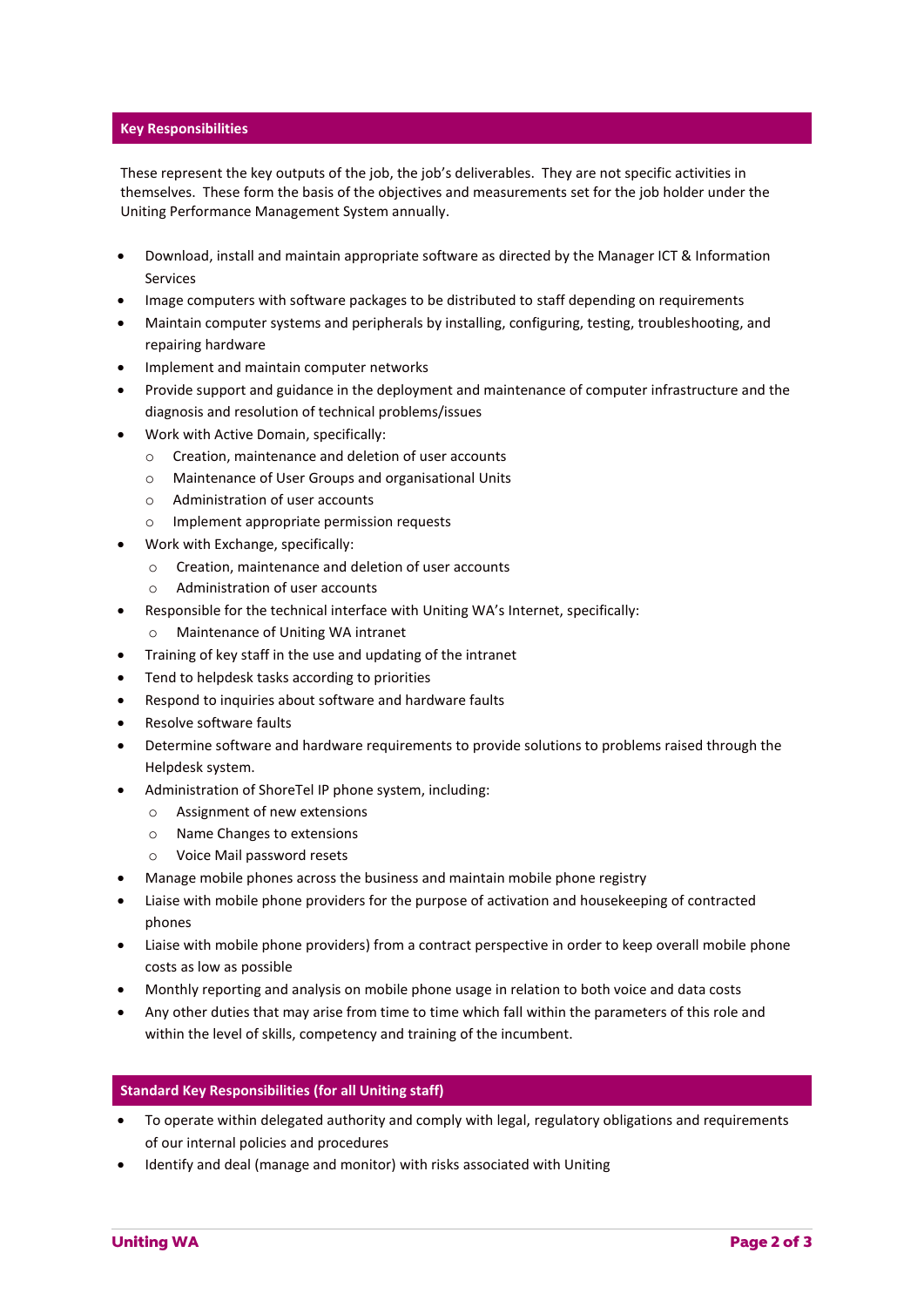## Key Responsibilities

These represent the key outputs of the job, the job's deliverables. They are not specific activities in themselves. These form the basis of the objectives and measurements set for the job holder under the Uniting Performance Management System annually.

- Download, install and maintain appropriate software as directed by the Manager ICT & Information Services
- Image computers with software packages to be distributed to staff depending on requirements
- Maintain computer systems and peripherals by installing, configuring, testing, troubleshooting, and repairing hardware
- Implement and maintain computer networks
- Provide support and guidance in the deployment and maintenance of computer infrastructure and the diagnosis and resolution of technical problems/issues
- Work with Active Domain, specifically:
  - Creation, maintenance and deletion of user accounts
  - Maintenance of User Groups and organisational Units
  - Administration of user accounts
  - Implement appropriate permission requests
- Work with Exchange, specifically:
  - Creation, maintenance and deletion of user accounts
  - Administration of user accounts
- Responsible for the technical interface with Uniting WA's Internet, specifically:
  - Maintenance of Uniting WA intranet
- Training of key staff in the use and updating of the intranet
- Tend to helpdesk tasks according to priorities
- Respond to inquiries about software and hardware faults
- Resolve software faults
- Determine software and hardware requirements to provide solutions to problems raised through the Helpdesk system.
- Administration of ShoreTel IP phone system, including:
  - Assignment of new extensions
  - Name Changes to extensions
  - Voice Mail password resets
- Manage mobile phones across the business and maintain mobile phone registry
- Liaise with mobile phone providers for the purpose of activation and housekeeping of contracted phones
- Liaise with mobile phone providers) from a contract perspective in order to keep overall mobile phone costs as low as possible
- Monthly reporting and analysis on mobile phone usage in relation to both voice and data costs
- Any other duties that may arise from time to time which fall within the parameters of this role and within the level of skills, competency and training of the incumbent.

## Standard Key Responsibilities (for all Uniting staff)

- To operate within delegated authority and comply with legal, regulatory obligations and requirements of our internal policies and procedures
- Identify and deal (manage and monitor) with risks associated with Uniting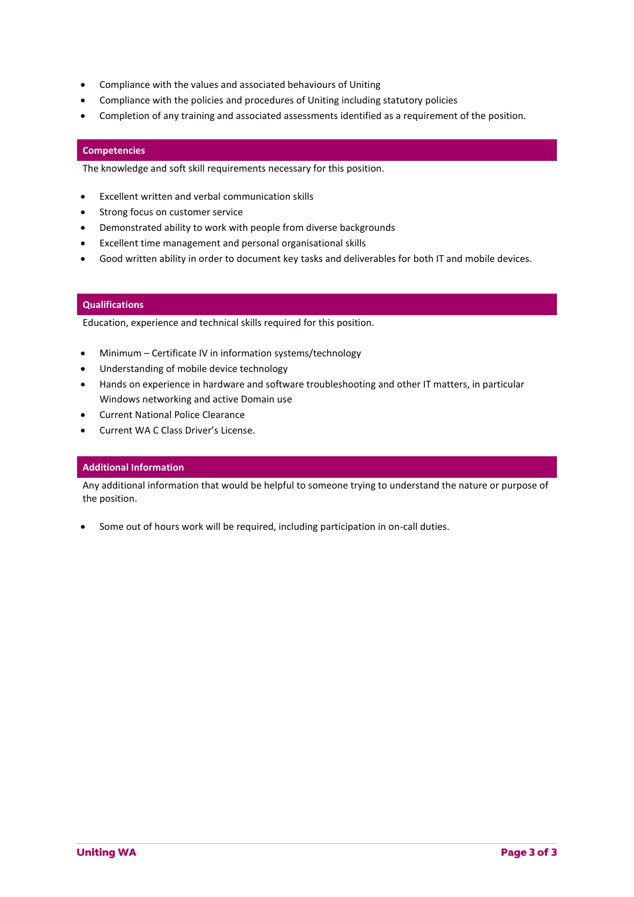- Compliance with the values and associated behaviours of Uniting
- Compliance with the policies and procedures of Uniting including statutory policies
- Completion of any training and associated assessments identified as a requirement of the position.

## Competencies

The knowledge and soft skill requirements necessary for this position.

- Excellent written and verbal communication skills
- Strong focus on customer service
- Demonstrated ability to work with people from diverse backgrounds
- Excellent time management and personal organisational skills
- Good written ability in order to document key tasks and deliverables for both IT and mobile devices.

## Qualifications

Education, experience and technical skills required for this position.

- Minimum – Certificate IV in information systems/technology
- Understanding of mobile device technology
- Hands on experience in hardware and software troubleshooting and other IT matters, in particular Windows networking and active Domain use
- Current National Police Clearance
- Current WA C Class Driver's License.

## Additional Information

Any additional information that would be helpful to someone trying to understand the nature or purpose of the position.

- Some out of hours work will be required, including participation in on-call duties.